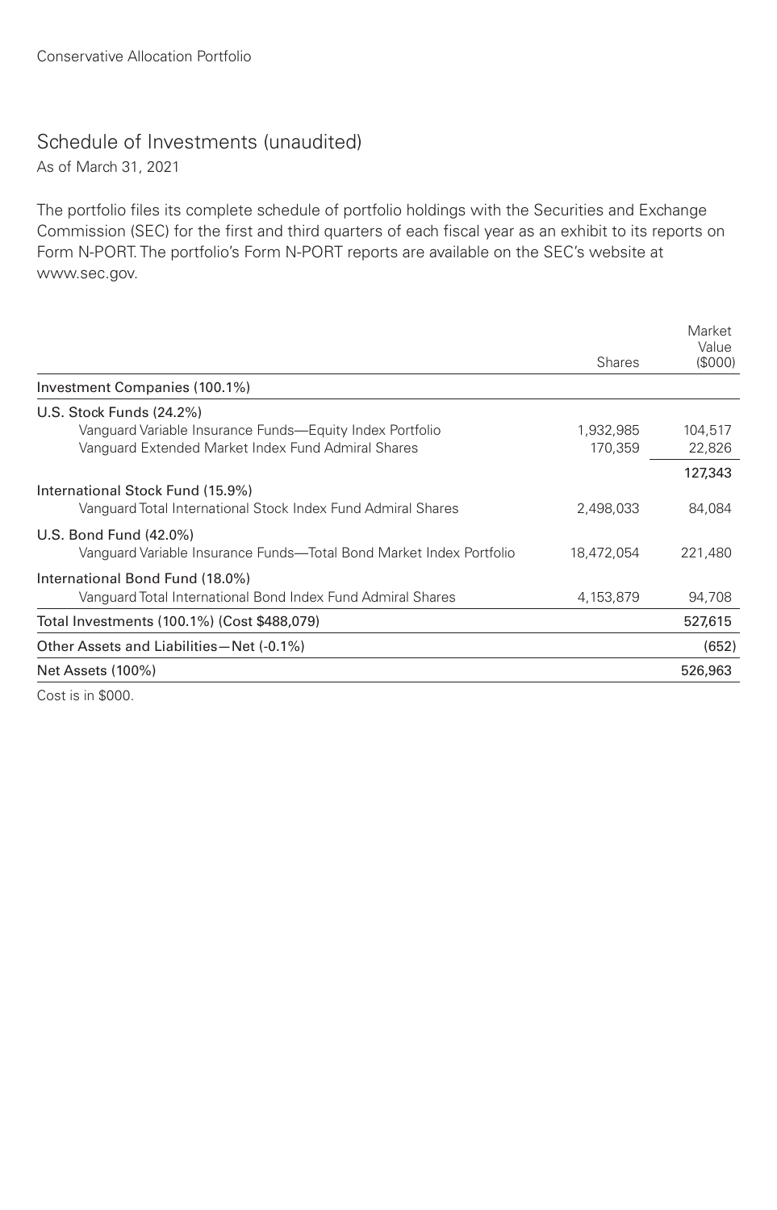Conservative Allocation Portfolio

## Schedule of Investments (unaudited)

As of March 31, 2021

The portfolio files its complete schedule of portfolio holdings with the Securities and Exchange Commission (SEC) for the first and third quarters of each fiscal year as an exhibit to its reports on Form N-PORT. The portfolio's Form N-PORT reports are available on the SEC's website at www.sec.gov.

| | Shares | Market Value ($000) |
|---|---|---|
| **Investment Companies (100.1%)** | | |
| U.S. Stock Funds (24.2%) | | |
| Vanguard Variable Insurance Funds—Equity Index Portfolio | 1,932,985 | 104,517 |
| Vanguard Extended Market Index Fund Admiral Shares | 170,359 | 22,826 |
| | | 127,343 |
| International Stock Fund (15.9%) | | |
| Vanguard Total International Stock Index Fund Admiral Shares | 2,498,033 | 84,084 |
| U.S. Bond Fund (42.0%) | | |
| Vanguard Variable Insurance Funds—Total Bond Market Index Portfolio | 18,472,054 | 221,480 |
| International Bond Fund (18.0%) | | |
| Vanguard Total International Bond Index Fund Admiral Shares | 4,153,879 | 94,708 |
| Total Investments (100.1%) (Cost $488,079) | | 527,615 |
| Other Assets and Liabilities—Net (-0.1%) | | (652) |
| Net Assets (100%) | | 526,963 |

Cost is in $000.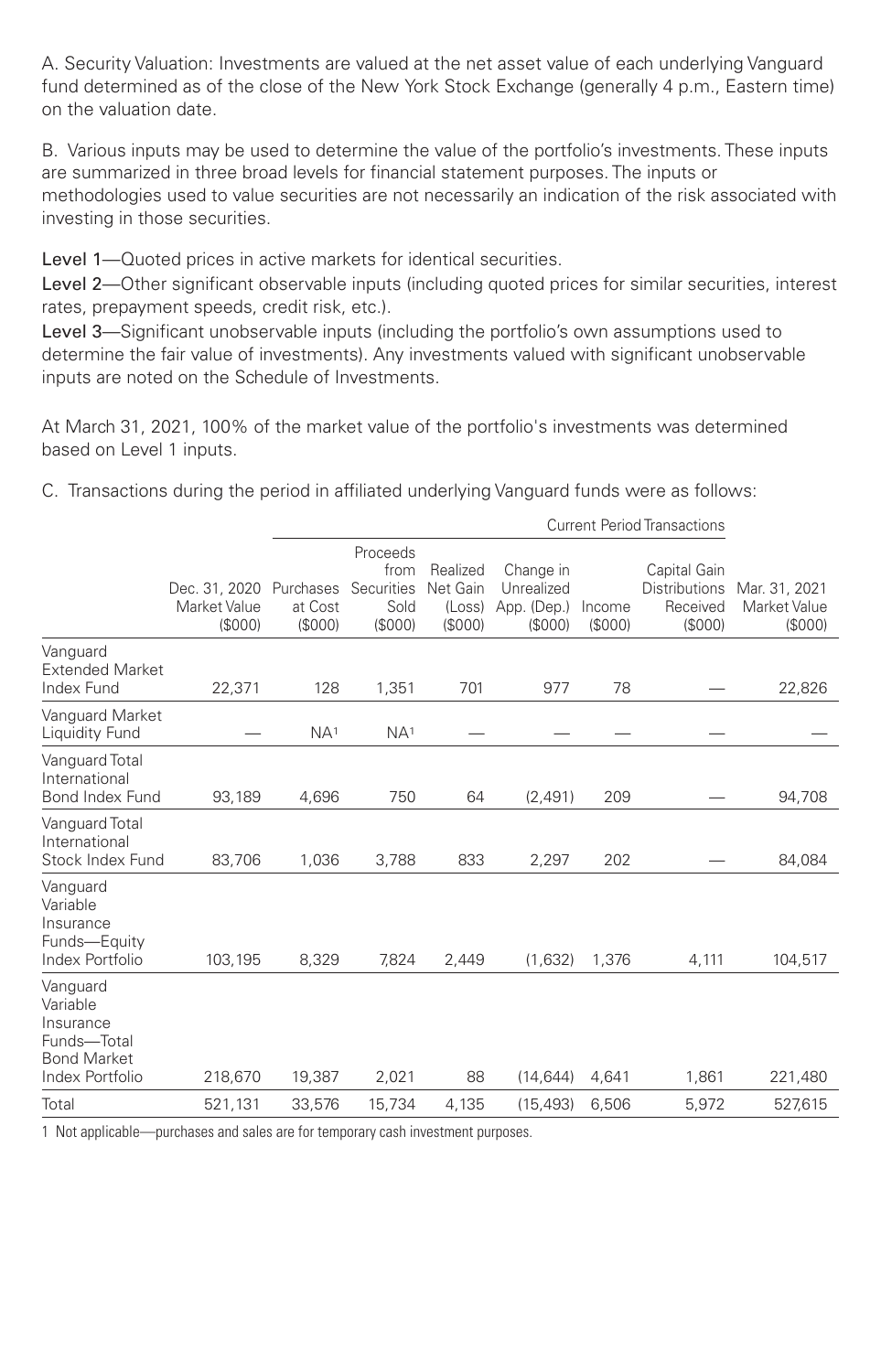A. Security Valuation: Investments are valued at the net asset value of each underlying Vanguard fund determined as of the close of the New York Stock Exchange (generally 4 p.m., Eastern time) on the valuation date.

B. Various inputs may be used to determine the value of the portfolio's investments. These inputs are summarized in three broad levels for financial statement purposes. The inputs or methodologies used to value securities are not necessarily an indication of the risk associated with investing in those securities.

Level 1—Quoted prices in active markets for identical securities.
Level 2—Other significant observable inputs (including quoted prices for similar securities, interest rates, prepayment speeds, credit risk, etc.).
Level 3—Significant unobservable inputs (including the portfolio's own assumptions used to determine the fair value of investments). Any investments valued with significant unobservable inputs are noted on the Schedule of Investments.

At March 31, 2021, 100% of the market value of the portfolio's investments was determined based on Level 1 inputs.

C. Transactions during the period in affiliated underlying Vanguard funds were as follows:

| | | Current Period Transactions | | | | | | |
|---|---|---|---|---|---|---|---|---|
| | Dec. 31, 2020 Market Value ($000) | Purchases at Cost ($000) | Proceeds from Securities Sold ($000) | Realized Net Gain (Loss) ($000) | Change in Unrealized App. (Dep.) ($000) | Income ($000) | Capital Gain Distributions Received ($000) | Mar. 31, 2021 Market Value ($000) |
| Vanguard Extended Market Index Fund | 22,371 | 128 | 1,351 | 701 | 977 | 78 | — | 22,826 |
| Vanguard Market Liquidity Fund | — | NA[1] | NA[1] | — | — | — | — | — |
| Vanguard Total International Bond Index Fund | 93,189 | 4,696 | 750 | 64 | (2,491) | 209 | — | 94,708 |
| Vanguard Total International Stock Index Fund | 83,706 | 1,036 | 3,788 | 833 | 2,297 | 202 | — | 84,084 |
| Vanguard Variable Insurance Funds—Equity Index Portfolio | 103,195 | 8,329 | 7,824 | 2,449 | (1,632) | 1,376 | 4,111 | 104,517 |
| Vanguard Variable Insurance Funds—Total Bond Market Index Portfolio | 218,670 | 19,387 | 2,021 | 88 | (14,644) | 4,641 | 1,861 | 221,480 |
| Total | 521,131 | 33,576 | 15,734 | 4,135 | (15,493) | 6,506 | 5,972 | 527,615 |

1 Not applicable—purchases and sales are for temporary cash investment purposes.